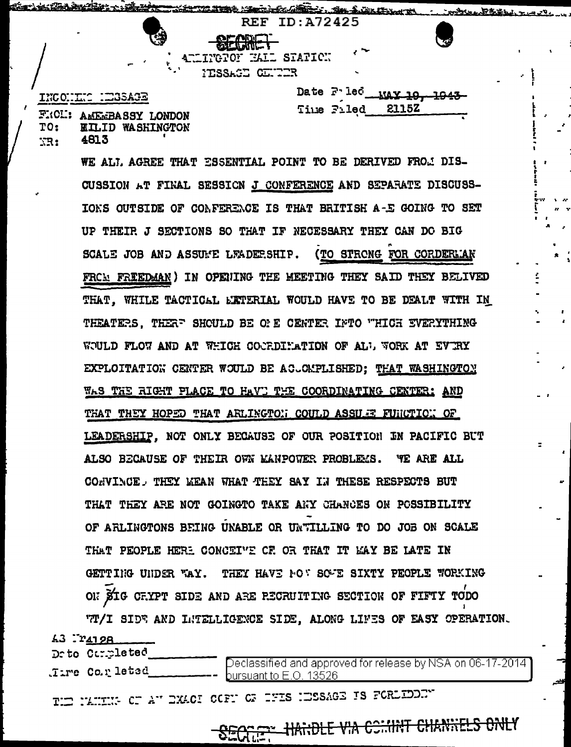REF ID:A72425

SECRET

ARLINGTON HALL STATION
MESSAGE CENTER

INCOMING MESSAGE

Date Filed ~~MAY 19, 1943~~
Time Filed 2115Z

FROM: AMEMBASSY LONDON
TO: MILID WASHINGTON
NR: 4813

WE ALL AGREE THAT ESSENTIAL POINT TO BE DERIVED FROM DISCUSSION AT FINAL SESSION J CONFERENCE AND SEPARATE DISCUSSIONS OUTSIDE OF CONFERENCE IS THAT BRITISH ARE GOING TO SET UP THEIR J SECTIONS SO THAT IF NECESSARY THEY CAN DO BIG SCALE JOB AND ASSUME LEADERSHIP. (TO STRONG FOR CORDERMAN FROM FRIEDMAN) IN OPENING THE MEETING THEY SAID THEY BELIVED THAT, WHILE TACTICAL MATERIAL WOULD HAVE TO BE DEALT WITH IN THEATERS, THERE SHOULD BE ONE CENTER INTO WHICH EVERYTHING WOULD FLOW AND AT WHICH COORDINATION OF ALL WORK AT EVERY EXPLOITATION CENTER WOULD BE ACCOMPLISHED; THAT WASHINGTON WAS THE RIGHT PLACE TO HAVE THE COORDINATING CENTER; AND THAT THEY HOPED THAT ARLINGTON COULD ASSUME FUNCTION OF LEADERSHIP, NOT ONLY BECAUSE OF OUR POSITION IN PACIFIC BUT ALSO BECAUSE OF THEIR OWN MANPOWER PROBLEMS. WE ARE ALL CONVINCED THEY MEAN WHAT THEY SAY IN THESE RESPECTS BUT THAT THEY ARE NOT GOINGTO TAKE ANY CHANCES ON POSSIBILITY OF ARLINGTONS BEING UNABLE OR UNWILLING TO DO JOB ON SCALE THAT PEOPLE HERE CONCEIVE OF OR THAT IT MAY BE LATE IN GETTING UNDER WAY. THEY HAVE NOW SOME SIXTY PEOPLE WORKING ON BIG CRYPT SIDE AND ARE RECRUITING SECTION OF FIFTY TODO WT/I SIDE AND INTELLIGENCE SIDE, ALONG LINES OF EASY OPERATION.

AS Nr4128
Date Completed
Time Completed

Declassified and approved for release by NSA on 06-17-2014 pursuant to E.O. 13526

THE MAKING OF AN EXACT COPY OF THIS MESSAGE IS FORBIDDEN

SECRET HANDLE VIA COMINT CHANNELS ONLY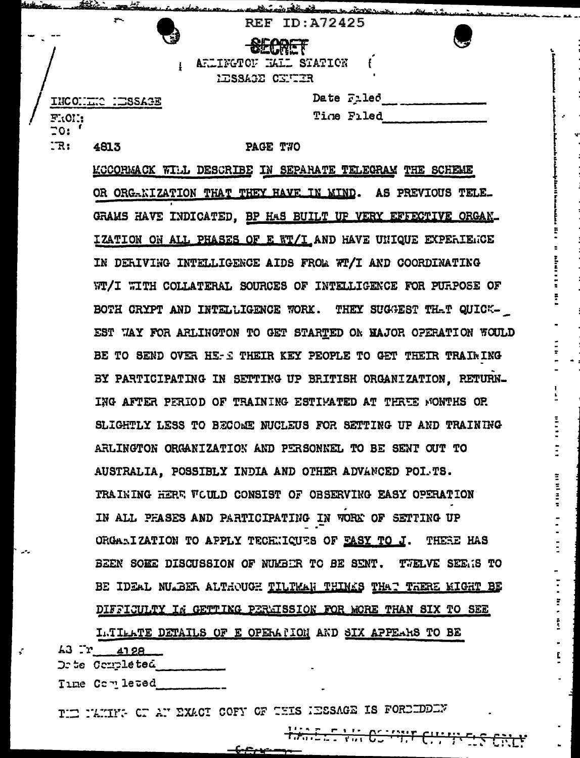REF ID:A72425

SECRET

ARLINGTON HALL STATION
MESSAGE CENTER

INCOMING MESSAGE

FROM:
TO:
NR: 4813

Date Filed ____________
Time Filed ____________

PAGE TWO

MCCORMACK WILL DESCRIBE IN SEPARATE TELEGRAM THE SCHEME OR ORGANIZATION THAT THEY HAVE IN MIND. AS PREVIOUS TELEGRAMS HAVE INDICATED, BP HAS BUILT UP VERY EFFECTIVE ORGANIZATION ON ALL PHASES OF E WT/I AND HAVE UNIQUE EXPERIENCE IN DERIVING INTELLIGENCE AIDS FROM WT/I AND COORDINATING WT/I WITH COLLATERAL SOURCES OF INTELLIGENCE FOR PURPOSE OF BOTH CRYPT AND INTELLIGENCE WORK. THEY SUGGEST THAT QUICKEST WAY FOR ARLINGTON TO GET STARTED ON MAJOR OPERATION WOULD BE TO SEND OVER HERE THEIR KEY PEOPLE TO GET THEIR TRAINING BY PARTICIPATING IN SETTING UP BRITISH ORGANIZATION, RETURNING AFTER PERIOD OF TRAINING ESTIMATED AT THREE MONTHS OR SLIGHTLY LESS TO BECOME NUCLEUS FOR SETTING UP AND TRAINING ARLINGTON ORGANIZATION AND PERSONNEL TO BE SENT OUT TO AUSTRALIA, POSSIBLY INDIA AND OTHER ADVANCED POINTS. TRAINING HERE WOULD CONSIST OF OBSERVING EASY OPERATION IN ALL PHASES AND PARTICIPATING IN WORK OF SETTING UP ORGANIZATION TO APPLY TECHNIQUES OF EASY TO J. THERE HAS BEEN SOME DISCUSSION OF NUMBER TO BE SENT. TWELVE SEEMS TO BE IDEAL NUMBER ALTHOUGH TILTMAN THINKS THAT THERE MIGHT BE DIFFICULTY IN GETTING PERMISSION FOR MORE THAN SIX TO SEE INTIMATE DETAILS OF E OPERATION AND SIX APPEARS TO BE

AS Nr 4128
Date Completed ____________
Time Completed ____________

THE MAKING OF AN EXACT COPY OF THIS MESSAGE IS FORBIDDEN

HANDLE VIA COMINT CHANNELS ONLY

SECRET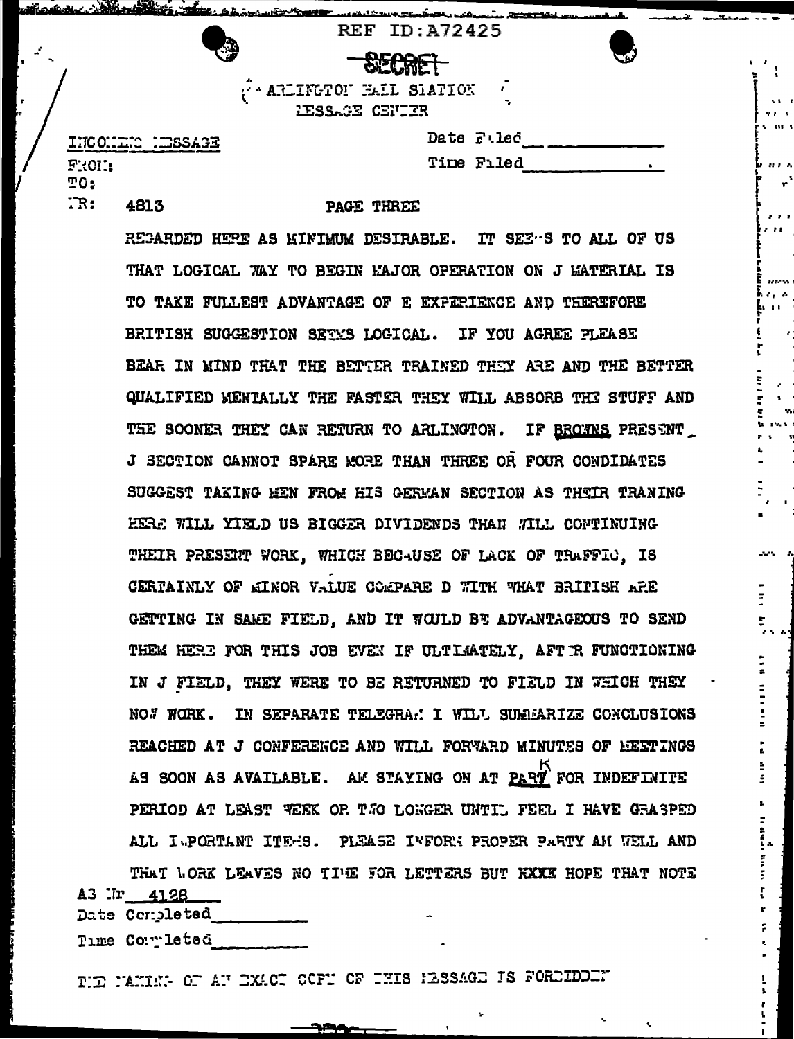REF ID:A72425

SECRET

ARLINGTON HALL STATION
MESSAGE CENTER

INCOMING MESSAGE

FROM:
TO:
NR: 4813

Date Filed ____________
Time Filed ____________

PAGE THREE

REGARDED HERE AS MINIMUM DESIRABLE. IT SEEMS TO ALL OF US THAT LOGICAL WAY TO BEGIN MAJOR OPERATION ON J MATERIAL IS TO TAKE FULLEST ADVANTAGE OF E EXPERIENCE AND THEREFORE BRITISH SUGGESTION SEEMS LOGICAL. IF YOU AGREE PLEASE BEAR IN MIND THAT THE BETTER TRAINED THEY ARE AND THE BETTER QUALIFIED MENTALLY THE FASTER THEY WILL ABSORB THE STUFF AND THE SOONER THEY CAN RETURN TO ARLINGTON. IF BROWNS PRESENT J SECTION CANNOT SPARE MORE THAN THREE OR FOUR CONDIDATES SUGGEST TAKING MEN FROM HIS GERMAN SECTION AS THEIR TRANING HERE WILL YIELD US BIGGER DIVIDENDS THAN WILL CONTINUING THEIR PRESENT WORK, WHICH BECAUSE OF LACK OF TRAFFIC, IS CERTAINLY OF MINOR VALUE COMPARE D WITH WHAT BRITISH ARE GETTING IN SAME FIELD, AND IT WOULD BE ADVANTAGEOUS TO SEND THEM HERE FOR THIS JOB EVEN IF ULTIMATELY, AFTER FUNCTIONING IN J FIELD, THEY WERE TO BE RETURNED TO FIELD IN WHICH THEY NOW WORK. IN SEPARATE TELEGRAM I WILL SUMMARIZE CONCLUSIONS REACHED AT J CONFERENCE AND WILL FORWARD MINUTES OF MEETINGS AS SOON AS AVAILABLE. AM STAYING ON AT PARY (K) FOR INDEFINITE PERIOD AT LEAST WEEK OR TWO LONGER UNTIL FEEL I HAVE GRASPED ALL IMPORTANT ITEMS. PLEASE INFORM PROPER PARTY AM WELL AND THAT WORK LEAVES NO TIME FOR LETTERS BUT XXXX HOPE THAT NOTE

A3 Nr 4128
Date Completed ____________
Time Completed ____________

THE MAKING OF AN EXACT COPY OF THIS MESSAGE IS FORBIDDEN

SECRET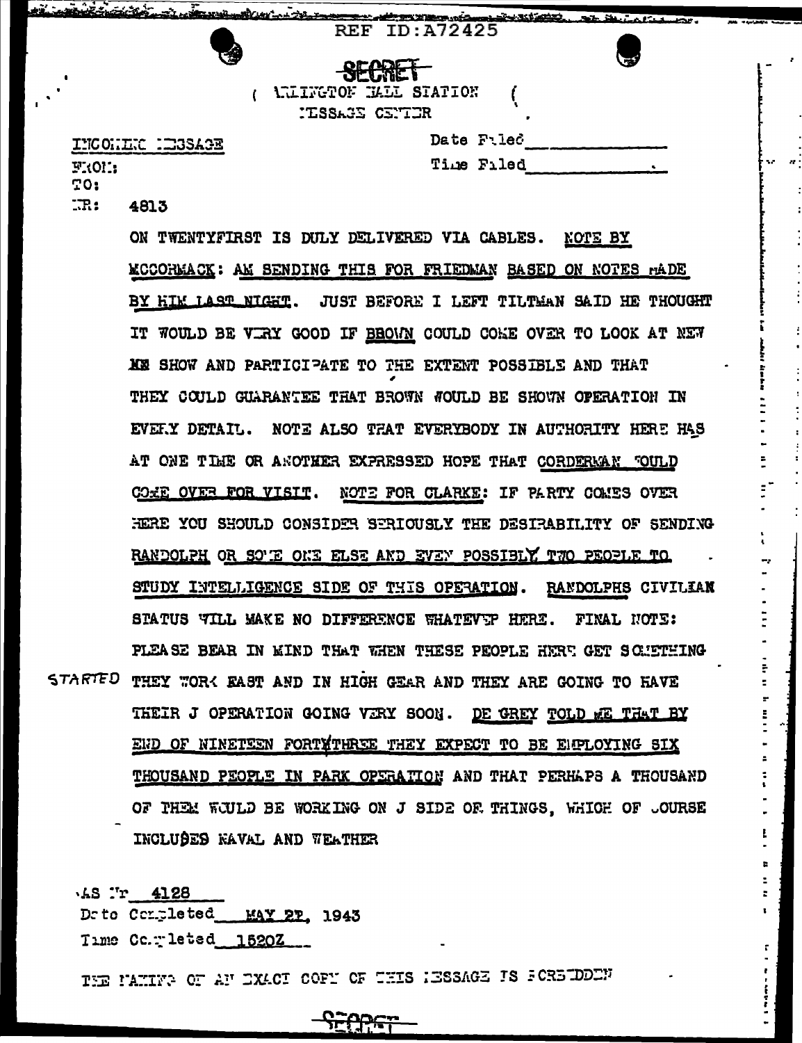REF ID:A72425

SECRET

( ARLINGTON HALL STATION (
MESSAGE CENTER

INCOMING MESSAGE

FROM:
TO:
NR: 4813

Date Filed ____________
Time Filed ____________

ON TWENTYFIRST IS DULY DELIVERED VIA CABLES. NOTE BY MCCORMACK: AM SENDING THIS FOR FRIEDMAN BASED ON NOTES MADE BY HIM LAST NIGHT. JUST BEFORE I LEFT TILTMAN SAID HE THOUGHT IT WOULD BE VERY GOOD IF BROWN COULD COME OVER TO LOOK AT NEW ME SHOW AND PARTICIPATE TO THE EXTENT POSSIBLE AND THAT THEY COULD GUARANTEE THAT BROWN WOULD BE SHOWN OPERATION IN EVERY DETAIL. NOTE ALSO THAT EVERYBODY IN AUTHORITY HERE HAS AT ONE TIME OR ANOTHER EXPRESSED HOPE THAT CORDERMAN WOULD COME OVER FOR VISIT. NOTE FOR CLARKE: IF PARTY COMES OVER HERE YOU SHOULD CONSIDER SERIOUSLY THE DESIRABILITY OF SENDING RANDOLPH OR SOME ONE ELSE AND EVEN POSSIBLY TWO PEOPLE TO STUDY INTELLIGENCE SIDE OF THIS OPERATION. RANDOLPHS CIVILIAN STATUS WILL MAKE NO DIFFERENCE WHATEVER HERE. FINAL NOTE: PLEASE BEAR IN MIND THAT WHEN THESE PEOPLE HERE GET SOMETHING STARTED THEY WORK FAST AND IN HIGH GEAR AND THEY ARE GOING TO HAVE THEIR J OPERATION GOING VERY SOON. DE GREY TOLD ME THAT BY END OF NINETEEN FORTYTHREE THEY EXPECT TO BE EMPLOYING SIX THOUSAND PEOPLE IN PARK OPERATION AND THAT PERHAPS A THOUSAND OF THEM WOULD BE WORKING ON J SIDE OF THINGS, WHICH OF COURSE INCLUDES NAVAL AND WEATHER

AS Nr 4128
Date Completed MAY 22, 1943
Time Completed 1520Z

THE MAKING OF AN EXACT COPY OF THIS MESSAGE IS FORBIDDEN

SECRET